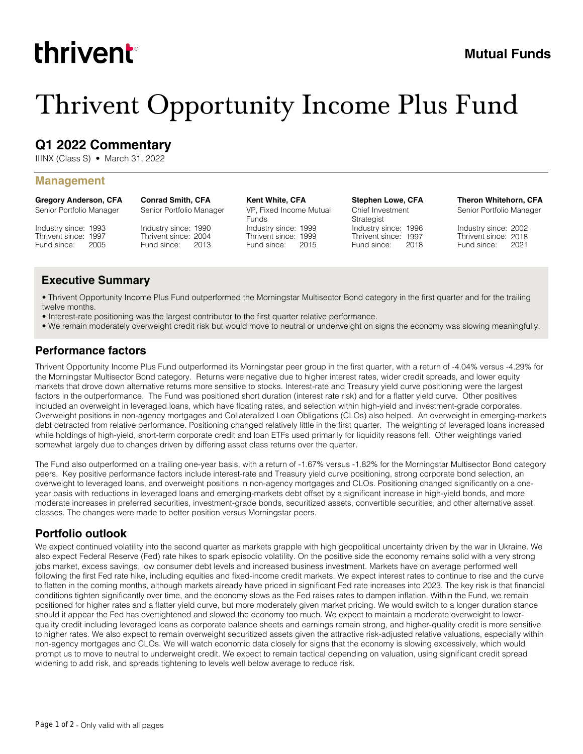thrivent

**Mutual Funds**

# Thrivent Opportunity Income Plus Fund

## Q1 2022 Commentary

IIINX (Class S) • March 31, 2022

### Management

| Gregory Anderson, CFA | Conrad Smith, CFA | Kent White, CFA | Stephen Lowe, CFA | Theron Whitehorn, CFA |
|---|---|---|---|---|
| Senior Portfolio Manager | Senior Portfolio Manager | VP, Fixed Income Mutual Funds | Chief Investment Strategist | Senior Portfolio Manager |
| Industry since: 1993 | Industry since: 1990 | Industry since: 1999 | Industry since: 1996 | Industry since: 2002 |
| Thrivent since: 1997 | Thrivent since: 2004 | Thrivent since: 1999 | Thrivent since: 1997 | Thrivent since: 2018 |
| Fund since: 2005 | Fund since: 2013 | Fund since: 2015 | Fund since: 2018 | Fund since: 2021 |

### Executive Summary

- Thrivent Opportunity Income Plus Fund outperformed the Morningstar Multisector Bond category in the first quarter and for the trailing twelve months.
- Interest-rate positioning was the largest contributor to the first quarter relative performance.
- We remain moderately overweight credit risk but would move to neutral or underweight on signs the economy was slowing meaningfully.

### Performance factors

Thrivent Opportunity Income Plus Fund outperformed its Morningstar peer group in the first quarter, with a return of -4.04% versus -4.29% for the Morningstar Multisector Bond category. Returns were negative due to higher interest rates, wider credit spreads, and lower equity markets that drove down alternative returns more sensitive to stocks. Interest-rate and Treasury yield curve positioning were the largest factors in the outperformance. The Fund was positioned short duration (interest rate risk) and for a flatter yield curve. Other positives included an overweight in leveraged loans, which have floating rates, and selection within high-yield and investment-grade corporates. Overweight positions in non-agency mortgages and Collateralized Loan Obligations (CLOs) also helped. An overweight in emerging-markets debt detracted from relative performance. Positioning changed relatively little in the first quarter. The weighting of leveraged loans increased while holdings of high-yield, short-term corporate credit and loan ETFs used primarily for liquidity reasons fell. Other weightings varied somewhat largely due to changes driven by differing asset class returns over the quarter.

The Fund also outperformed on a trailing one-year basis, with a return of -1.67% versus -1.82% for the Morningstar Multisector Bond category peers. Key positive performance factors include interest-rate and Treasury yield curve positioning, strong corporate bond selection, an overweight to leveraged loans, and overweight positions in non-agency mortgages and CLOs. Positioning changed significantly on a one-year basis with reductions in leveraged loans and emerging-markets debt offset by a significant increase in high-yield bonds, and more moderate increases in preferred securities, investment-grade bonds, securitized assets, convertible securities, and other alternative asset classes. The changes were made to better position versus Morningstar peers.

### Portfolio outlook

We expect continued volatility into the second quarter as markets grapple with high geopolitical uncertainty driven by the war in Ukraine. We also expect Federal Reserve (Fed) rate hikes to spark episodic volatility. On the positive side the economy remains solid with a very strong jobs market, excess savings, low consumer debt levels and increased business investment. Markets have on average performed well following the first Fed rate hike, including equities and fixed-income credit markets. We expect interest rates to continue to rise and the curve to flatten in the coming months, although markets already have priced in significant Fed rate increases into 2023. The key risk is that financial conditions tighten significantly over time, and the economy slows as the Fed raises rates to dampen inflation. Within the Fund, we remain positioned for higher rates and a flatter yield curve, but more moderately given market pricing. We would switch to a longer duration stance should it appear the Fed has overtightened and slowed the economy too much. We expect to maintain a moderate overweight to lower-quality credit including leveraged loans as corporate balance sheets and earnings remain strong, and higher-quality credit is more sensitive to higher rates. We also expect to remain overweight securitized assets given the attractive risk-adjusted relative valuations, especially within non-agency mortgages and CLOs. We will watch economic data closely for signs that the economy is slowing excessively, which would prompt us to move to neutral to underweight credit. We expect to remain tactical depending on valuation, using significant credit spread widening to add risk, and spreads tightening to levels well below average to reduce risk.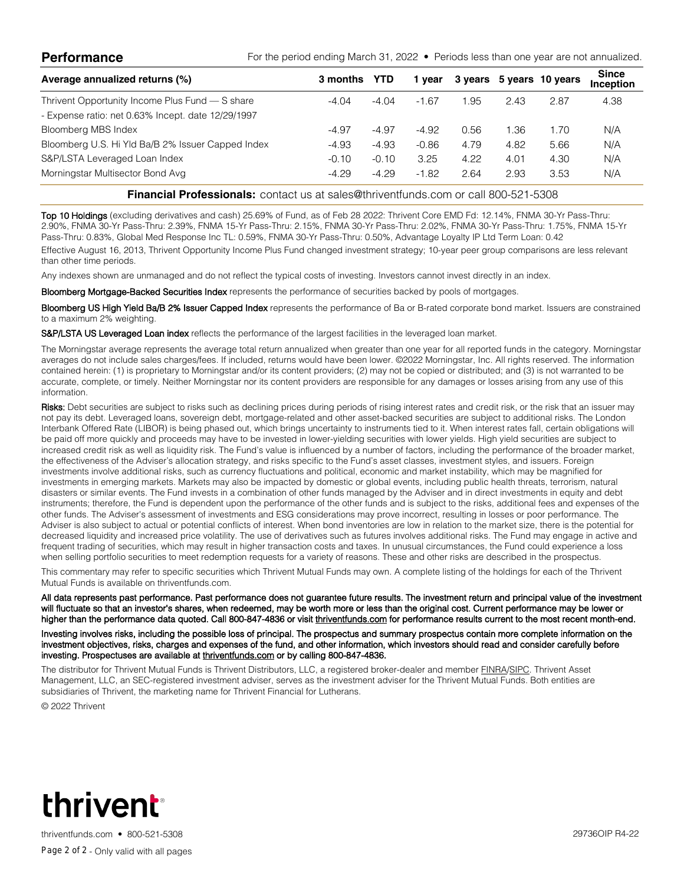## Performance

For the period ending March 31, 2022 • Periods less than one year are not annualized.

| Average annualized returns (%) | 3 months | YTD | 1 year | 3 years | 5 years | 10 years | Since Inception |
|---|---|---|---|---|---|---|---|
| Thrivent Opportunity Income Plus Fund — S share | -4.04 | -4.04 | -1.67 | 1.95 | 2.43 | 2.87 | 4.38 |
| - Expense ratio: net 0.63% Incept. date 12/29/1997 | | | | | | | |
| Bloomberg MBS Index | -4.97 | -4.97 | -4.92 | 0.56 | 1.36 | 1.70 | N/A |
| Bloomberg U.S. Hi Yld Ba/B 2% Issuer Capped Index | -4.93 | -4.93 | -0.86 | 4.79 | 4.82 | 5.66 | N/A |
| S&P/LSTA Leveraged Loan Index | -0.10 | -0.10 | 3.25 | 4.22 | 4.01 | 4.30 | N/A |
| Morningstar Multisector Bond Avg | -4.29 | -4.29 | -1.82 | 2.64 | 2.93 | 3.53 | N/A |

**Financial Professionals:** contact us at sales@thriventfunds.com or call 800-521-5308

**Top 10 Holdings** (excluding derivatives and cash) 25.69% of Fund, as of Feb 28 2022: Thrivent Core EMD Fd: 12.14%, FNMA 30-Yr Pass-Thru: 2.90%, FNMA 30-Yr Pass-Thru: 2.39%, FNMA 15-Yr Pass-Thru: 2.15%, FNMA 30-Yr Pass-Thru: 2.02%, FNMA 30-Yr Pass-Thru: 1.75%, FNMA 15-Yr Pass-Thru: 0.83%, Global Med Response Inc TL: 0.59%, FNMA 30-Yr Pass-Thru: 0.50%, Advantage Loyalty IP Ltd Term Loan: 0.42

Effective August 16, 2013, Thrivent Opportunity Income Plus Fund changed investment strategy; 10-year peer group comparisons are less relevant than other time periods.

Any indexes shown are unmanaged and do not reflect the typical costs of investing. Investors cannot invest directly in an index.

**Bloomberg Mortgage-Backed Securities Index** represents the performance of securities backed by pools of mortgages.

**Bloomberg US High Yield Ba/B 2% Issuer Capped Index** represents the performance of Ba or B-rated corporate bond market. Issuers are constrained to a maximum 2% weighting.

**S&P/LSTA US Leveraged Loan index** reflects the performance of the largest facilities in the leveraged loan market.

The Morningstar average represents the average total return annualized when greater than one year for all reported funds in the category. Morningstar averages do not include sales charges/fees. If included, returns would have been lower. ©2022 Morningstar, Inc. All rights reserved. The information contained herein: (1) is proprietary to Morningstar and/or its content providers; (2) may not be copied or distributed; and (3) is not warranted to be accurate, complete, or timely. Neither Morningstar nor its content providers are responsible for any damages or losses arising from any use of this information.

**Risks:** Debt securities are subject to risks such as declining prices during periods of rising interest rates and credit risk, or the risk that an issuer may not pay its debt. Leveraged loans, sovereign debt, mortgage-related and other asset-backed securities are subject to additional risks. The London Interbank Offered Rate (LIBOR) is being phased out, which brings uncertainty to instruments tied to it. When interest rates fall, certain obligations will be paid off more quickly and proceeds may have to be invested in lower-yielding securities with lower yields. High yield securities are subject to increased credit risk as well as liquidity risk. The Fund's value is influenced by a number of factors, including the performance of the broader market, the effectiveness of the Adviser's allocation strategy, and risks specific to the Fund's asset classes, investment styles, and issuers. Foreign investments involve additional risks, such as currency fluctuations and political, economic and market instability, which may be magnified for investments in emerging markets. Markets may also be impacted by domestic or global events, including public health threats, terrorism, natural disasters or similar events. The Fund invests in a combination of other funds managed by the Adviser and in direct investments in equity and debt instruments; therefore, the Fund is dependent upon the performance of the other funds and is subject to the risks, additional fees and expenses of the other funds. The Adviser's assessment of investments and ESG considerations may prove incorrect, resulting in losses or poor performance. The Adviser is also subject to actual or potential conflicts of interest. When bond inventories are low in relation to the market size, there is the potential for decreased liquidity and increased price volatility. The use of derivatives such as futures involves additional risks. The Fund may engage in active and frequent trading of securities, which may result in higher transaction costs and taxes. In unusual circumstances, the Fund could experience a loss when selling portfolio securities to meet redemption requests for a variety of reasons. These and other risks are described in the prospectus.

This commentary may refer to specific securities which Thrivent Mutual Funds may own. A complete listing of the holdings for each of the Thrivent Mutual Funds is available on thriventfunds.com.

**All data represents past performance. Past performance does not guarantee future results. The investment return and principal value of the investment will fluctuate so that an investor's shares, when redeemed, may be worth more or less than the original cost. Current performance may be lower or higher than the performance data quoted. Call 800-847-4836 or visit thriventfunds.com for performance results current to the most recent month-end.**

**Investing involves risks, including the possible loss of principal. The prospectus and summary prospectus contain more complete information on the investment objectives, risks, charges and expenses of the fund, and other information, which investors should read and consider carefully before investing. Prospectuses are available at thriventfunds.com or by calling 800-847-4836.**

The distributor for Thrivent Mutual Funds is Thrivent Distributors, LLC, a registered broker-dealer and member FINRA/SIPC. Thrivent Asset Management, LLC, an SEC-registered investment adviser, serves as the investment adviser for the Thrivent Mutual Funds. Both entities are subsidiaries of Thrivent, the marketing name for Thrivent Financial for Lutherans.

© 2022 Thrivent

thrivent

thriventfunds.com • 800-521-5308

29736OIP R4-22